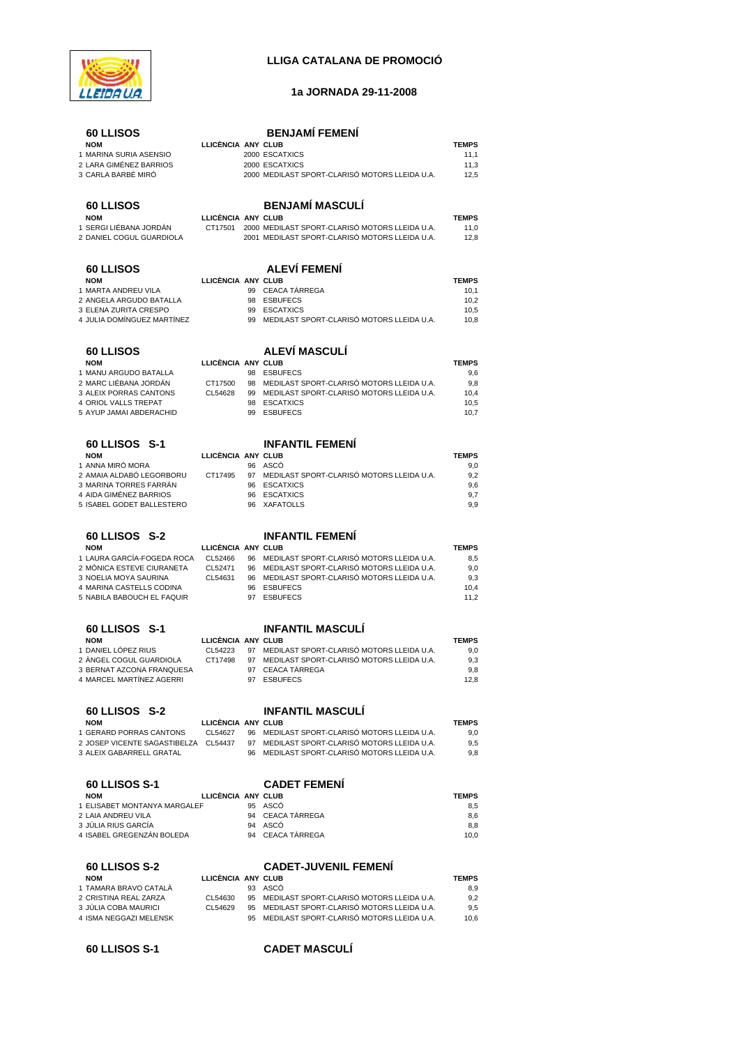# LLIGA CATALANA DE PROMOCIÓ

## 1a JORNADA 29-11-2008

### 60 LLISOS — BENJAMÍ FEMENÍ

| NOM | LLICÈNCIA | ANY | CLUB | TEMPS |
|---|---|---|---|---|
| 1 MARINA SURIA ASENSIO | | 2000 | ESCATXICS | 11,1 |
| 2 LARA GIMÉNEZ BARRIOS | | 2000 | ESCATXICS | 11,3 |
| 3 CARLA BARBÉ MIRÓ | | 2000 | MEDILAST SPORT-CLARISÓ MOTORS LLEIDA U.A. | 12,5 |

### 60 LLISOS — BENJAMÍ MASCULÍ

| NOM | LLICÈNCIA | ANY | CLUB | TEMPS |
|---|---|---|---|---|
| 1 SERGI LIÉBANA JORDÁN | CT17501 | 2000 | MEDILAST SPORT-CLARISÓ MOTORS LLEIDA U.A. | 11,0 |
| 2 DANIEL COGUL GUARDIOLA | | 2001 | MEDILAST SPORT-CLARISÓ MOTORS LLEIDA U.A. | 12,8 |

### 60 LLISOS — ALEVÍ FEMENÍ

| NOM | LLICÈNCIA | ANY | CLUB | TEMPS |
|---|---|---|---|---|
| 1 MARTA ANDREU VILA | | 99 | CEACA TÀRREGA | 10,1 |
| 2 ANGELA ARGUDO BATALLA | | 98 | ESBUFECS | 10,2 |
| 3 ELENA ZURITA CRESPO | | 99 | ESCATXICS | 10,5 |
| 4 JULIA DOMÍNGUEZ MARTÍNEZ | | 99 | MEDILAST SPORT-CLARISÓ MOTORS LLEIDA U.A. | 10,8 |

### 60 LLISOS — ALEVÍ MASCULÍ

| NOM | LLICÈNCIA | ANY | CLUB | TEMPS |
|---|---|---|---|---|
| 1 MANU ARGUDO BATALLA | | 98 | ESBUFECS | 9,6 |
| 2 MARC LIÉBANA JORDÁN | CT17500 | 98 | MEDILAST SPORT-CLARISÓ MOTORS LLEIDA U.A. | 9,8 |
| 3 ALEIX PORRAS CANTONS | CL54628 | 99 | MEDILAST SPORT-CLARISÓ MOTORS LLEIDA U.A. | 10,4 |
| 4 ORIOL VALLS TREPAT | | 98 | ESCATXICS | 10,5 |
| 5 AYUP JAMAI ABDERACHID | | 99 | ESBUFECS | 10,7 |

### 60 LLISOS S-1 — INFANTIL FEMENÍ

| NOM | LLICÈNCIA | ANY | CLUB | TEMPS |
|---|---|---|---|---|
| 1 ANNA MIRÓ MORA | | 96 | ASCÓ | 9,0 |
| 2 AMAIA ALDABÓ LEGORBORU | CT17495 | 97 | MEDILAST SPORT-CLARISÓ MOTORS LLEIDA U.A. | 9,2 |
| 3 MARINA TORRES FARRÁN | | 96 | ESCATXICS | 9,6 |
| 4 AIDA GIMÉNEZ BARRIOS | | 96 | ESCATXICS | 9,7 |
| 5 ISABEL GODET BALLESTERO | | 96 | XAFATOLLS | 9,9 |

### 60 LLISOS S-2 — INFANTIL FEMENÍ

| NOM | LLICÈNCIA | ANY | CLUB | TEMPS |
|---|---|---|---|---|
| 1 LAURA GARCÍA-FOGEDA ROCA | CL52466 | 96 | MEDILAST SPORT-CLARISÓ MOTORS LLEIDA U.A. | 8,5 |
| 2 MÒNICA ESTEVE CIURANETA | CL52471 | 96 | MEDILAST SPORT-CLARISÓ MOTORS LLEIDA U.A. | 9,0 |
| 3 NOELIA MOYA SAURINA | CL54631 | 96 | MEDILAST SPORT-CLARISÓ MOTORS LLEIDA U.A. | 9,3 |
| 4 MARINA CASTELLS CODINA | | 96 | ESBUFECS | 10,4 |
| 5 NABILA BABOUCH EL FAQUIR | | 97 | ESBUFECS | 11,2 |

### 60 LLISOS S-1 — INFANTIL MASCULÍ

| NOM | LLICÈNCIA | ANY | CLUB | TEMPS |
|---|---|---|---|---|
| 1 DANIEL LÓPEZ RIUS | CL54223 | 97 | MEDILAST SPORT-CLARISÓ MOTORS LLEIDA U.A. | 9,0 |
| 2 ÀNGEL COGUL GUARDIOLA | CT17498 | 97 | MEDILAST SPORT-CLARISÓ MOTORS LLEIDA U.A. | 9,3 |
| 3 BERNAT AZCONA FRANQUESA | | 97 | CEACA TÀRREGA | 9,8 |
| 4 MARCEL MARTÍNEZ AGERRI | | 97 | ESBUFECS | 12,8 |

### 60 LLISOS S-2 — INFANTIL MASCULÍ

| NOM | LLICÈNCIA | ANY | CLUB | TEMPS |
|---|---|---|---|---|
| 1 GERARD PORRAS CANTONS | CL54627 | 96 | MEDILAST SPORT-CLARISÓ MOTORS LLEIDA U.A. | 9,0 |
| 2 JOSEP VICENTE SAGASTIBELZA | CL54437 | 97 | MEDILAST SPORT-CLARISÓ MOTORS LLEIDA U.A. | 9,5 |
| 3 ALEIX GABARRELL GRATAL | | 96 | MEDILAST SPORT-CLARISÓ MOTORS LLEIDA U.A. | 9,8 |

### 60 LLISOS S-1 — CADET FEMENÍ

| NOM | LLICÈNCIA | ANY | CLUB | TEMPS |
|---|---|---|---|---|
| 1 ELISABET MONTANYA MARGALEF | | 95 | ASCÓ | 8,5 |
| 2 LAIA ANDREU VILA | | 94 | CEACA TÀRREGA | 8,6 |
| 3 JÚLIA RIUS GARCÍA | | 94 | ASCÓ | 8,8 |
| 4 ISABEL GREGENZÁN BOLEDA | | 94 | CEACA TÀRREGA | 10,0 |

### 60 LLISOS S-2 — CADET-JUVENIL FEMENÍ

| NOM | LLICÈNCIA | ANY | CLUB | TEMPS |
|---|---|---|---|---|
| 1 TAMARA BRAVO CATALÀ | | 93 | ASCÓ | 8,9 |
| 2 CRISTINA REAL ZARZA | CL54630 | 95 | MEDILAST SPORT-CLARISÓ MOTORS LLEIDA U.A. | 9,2 |
| 3 JÚLIA COBA MAURICI | CL54629 | 95 | MEDILAST SPORT-CLARISÓ MOTORS LLEIDA U.A. | 9,5 |
| 4 ISMA NEGGAZI MELENSK | | 95 | MEDILAST SPORT-CLARISÓ MOTORS LLEIDA U.A. | 10,6 |

### 60 LLISOS S-1 — CADET MASCULÍ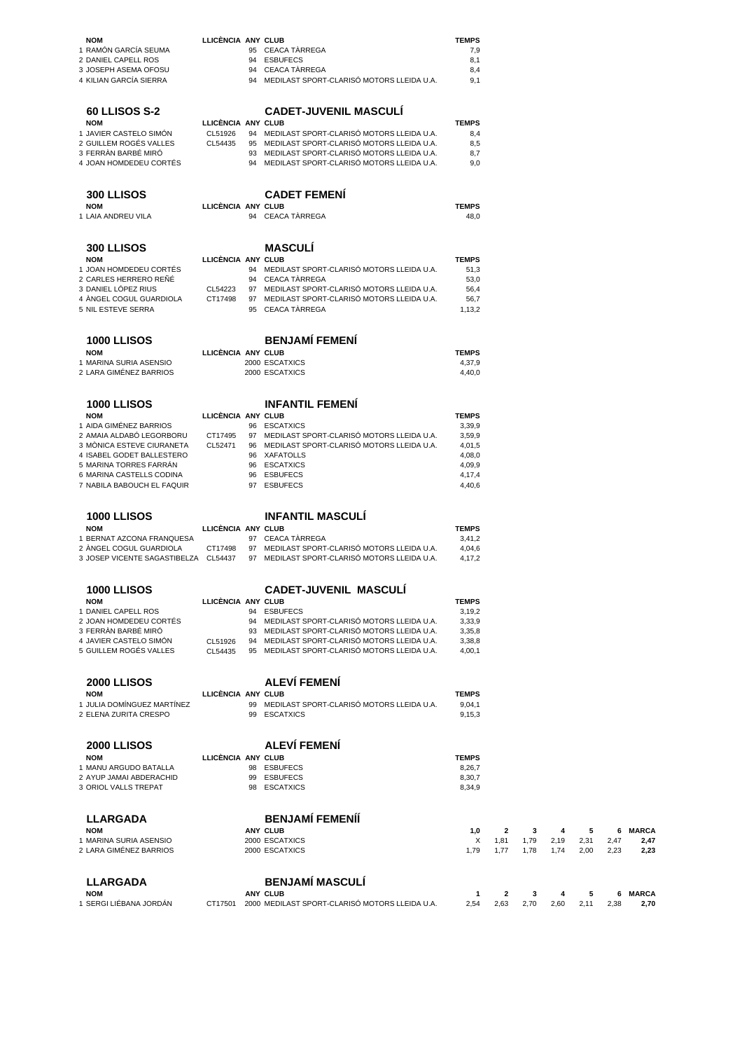| NOM | LLICÈNCIA | ANY | CLUB | TEMPS |
|---|---|---|---|---|
| 1 RAMÓN GARCÍA SEUMA | | 95 | CEACA TÀRREGA | 7,9 |
| 2 DANIEL CAPELL ROS | | 94 | ESBUFECS | 8,1 |
| 3 JOSEPH ASEMA OFOSU | | 94 | CEACA TÀRREGA | 8,4 |
| 4 KILIAN GARCÍA SIERRA | | 94 | MEDILAST SPORT-CLARISÓ MOTORS LLEIDA U.A. | 9,1 |

## 60 LLISOS S-2 — CADET-JUVENIL MASCULÍ

| NOM | LLICÈNCIA | ANY | CLUB | TEMPS |
|---|---|---|---|---|
| 1 JAVIER CASTELO SIMÓN | CL51926 | 94 | MEDILAST SPORT-CLARISÓ MOTORS LLEIDA U.A. | 8,4 |
| 2 GUILLEM ROGÉS VALLES | CL54435 | 95 | MEDILAST SPORT-CLARISÓ MOTORS LLEIDA U.A. | 8,5 |
| 3 FERRÁN BARBÉ MIRÓ | | 93 | MEDILAST SPORT-CLARISÓ MOTORS LLEIDA U.A. | 8,7 |
| 4 JOAN HOMDEDEU CORTÉS | | 94 | MEDILAST SPORT-CLARISÓ MOTORS LLEIDA U.A. | 9,0 |

## 300 LLISOS — CADET FEMENÍ

| NOM | LLICÈNCIA | ANY | CLUB | TEMPS |
|---|---|---|---|---|
| 1 LAIA ANDREU VILA | | 94 | CEACA TÀRREGA | 48,0 |

## 300 LLISOS — MASCULÍ

| NOM | LLICÈNCIA | ANY | CLUB | TEMPS |
|---|---|---|---|---|
| 1 JOAN HOMDEDEU CORTÉS | | 94 | MEDILAST SPORT-CLARISÓ MOTORS LLEIDA U.A. | 51,3 |
| 2 CARLES HERRERO REÑÉ | | 94 | CEACA TÀRREGA | 53,0 |
| 3 DANIEL LÓPEZ RIUS | CL54223 | 97 | MEDILAST SPORT-CLARISÓ MOTORS LLEIDA U.A. | 56,4 |
| 4 ÀNGEL COGUL GUARDIOLA | CT17498 | 97 | MEDILAST SPORT-CLARISÓ MOTORS LLEIDA U.A. | 56,7 |
| 5 NIL ESTEVE SERRA | | 95 | CEACA TÀRREGA | 1,13,2 |

## 1000 LLISOS — BENJAMÍ FEMENÍ

| NOM | LLICÈNCIA | ANY | CLUB | TEMPS |
|---|---|---|---|---|
| 1 MARINA SURIA ASENSIO | | 2000 | ESCATXICS | 4,37,9 |
| 2 LARA GIMÉNEZ BARRIOS | | 2000 | ESCATXICS | 4,40,0 |

## 1000 LLISOS — INFANTIL FEMENÍ

| NOM | LLICÈNCIA | ANY | CLUB | TEMPS |
|---|---|---|---|---|
| 1 AIDA GIMÉNEZ BARRIOS | | 96 | ESCATXICS | 3,39,9 |
| 2 AMAIA ALDABÓ LEGORBORU | CT17495 | 97 | MEDILAST SPORT-CLARISÓ MOTORS LLEIDA U.A. | 3,59,9 |
| 3 MÒNICA ESTEVE CIURANETA | CL52471 | 96 | MEDILAST SPORT-CLARISÓ MOTORS LLEIDA U.A. | 4,01,5 |
| 4 ISABEL GODET BALLESTERO | | 96 | XAFATOLLS | 4,08,0 |
| 5 MARINA TORRES FARRÁN | | 96 | ESCATXICS | 4,09,9 |
| 6 MARINA CASTELLS CODINA | | 96 | ESBUFECS | 4,17,4 |
| 7 NABILA BABOUCH EL FAQUIR | | 97 | ESBUFECS | 4,40,6 |

## 1000 LLISOS — INFANTIL MASCULÍ

| NOM | LLICÈNCIA | ANY | CLUB | TEMPS |
|---|---|---|---|---|
| 1 BERNAT AZCONA FRANQUESA | | 97 | CEACA TÀRREGA | 3,41,2 |
| 2 ÀNGEL COGUL GUARDIOLA | CT17498 | 97 | MEDILAST SPORT-CLARISÓ MOTORS LLEIDA U.A. | 4,04,6 |
| 3 JOSEP VICENTE SAGASTIBELZA | CL54437 | 97 | MEDILAST SPORT-CLARISÓ MOTORS LLEIDA U.A. | 4,17,2 |

## 1000 LLISOS — CADET-JUVENIL MASCULÍ

| NOM | LLICÈNCIA | ANY | CLUB | TEMPS |
|---|---|---|---|---|
| 1 DANIEL CAPELL ROS | | 94 | ESBUFECS | 3,19,2 |
| 2 JOAN HOMDEDEU CORTÉS | | 94 | MEDILAST SPORT-CLARISÓ MOTORS LLEIDA U.A. | 3,33,9 |
| 3 FERRÁN BARBÉ MIRÓ | | 93 | MEDILAST SPORT-CLARISÓ MOTORS LLEIDA U.A. | 3,35,8 |
| 4 JAVIER CASTELO SIMÓN | CL51926 | 94 | MEDILAST SPORT-CLARISÓ MOTORS LLEIDA U.A. | 3,38,8 |
| 5 GUILLEM ROGÉS VALLES | CL54435 | 95 | MEDILAST SPORT-CLARISÓ MOTORS LLEIDA U.A. | 4,00,1 |

## 2000 LLISOS — ALEVÍ FEMENÍ

| NOM | LLICÈNCIA | ANY | CLUB | TEMPS |
|---|---|---|---|---|
| 1 JULIA DOMÍNGUEZ MARTÍNEZ | | 99 | MEDILAST SPORT-CLARISÓ MOTORS LLEIDA U.A. | 9,04,1 |
| 2 ELENA ZURITA CRESPO | | 99 | ESCATXICS | 9,15,3 |

## 2000 LLISOS — ALEVÍ FEMENÍ

| NOM | LLICÈNCIA | ANY | CLUB | TEMPS |
|---|---|---|---|---|
| 1 MANU ARGUDO BATALLA | | 98 | ESBUFECS | 8,26,7 |
| 2 AYUP JAMAI ABDERACHID | | 99 | ESBUFECS | 8,30,7 |
| 3 ORIOL VALLS TREPAT | | 98 | ESCATXICS | 8,34,9 |

## LLARGADA — BENJAMÍ FEMENÍÍ

| NOM | | ANY | CLUB | 1,0 | 2 | 3 | 4 | 5 | 6 | MARCA |
|---|---|---|---|---|---|---|---|---|---|---|
| 1 MARINA SURIA ASENSIO | | 2000 | ESCATXICS | X | 1,81 | 1,79 | 2,19 | 2,31 | 2,47 | 2,47 |
| 2 LARA GIMÉNEZ BARRIOS | | 2000 | ESCATXICS | 1,79 | 1,77 | 1,78 | 1,74 | 2,00 | 2,23 | 2,23 |

## LLARGADA — BENJAMÍ MASCULÍ

| NOM | | ANY | CLUB | 1 | 2 | 3 | 4 | 5 | 6 | MARCA |
|---|---|---|---|---|---|---|---|---|---|---|
| 1 SERGI LIÉBANA JORDÁN | CT17501 | 2000 | MEDILAST SPORT-CLARISÓ MOTORS LLEIDA U.A. | 2,54 | 2,63 | 2,70 | 2,60 | 2,11 | 2,38 | 2,70 |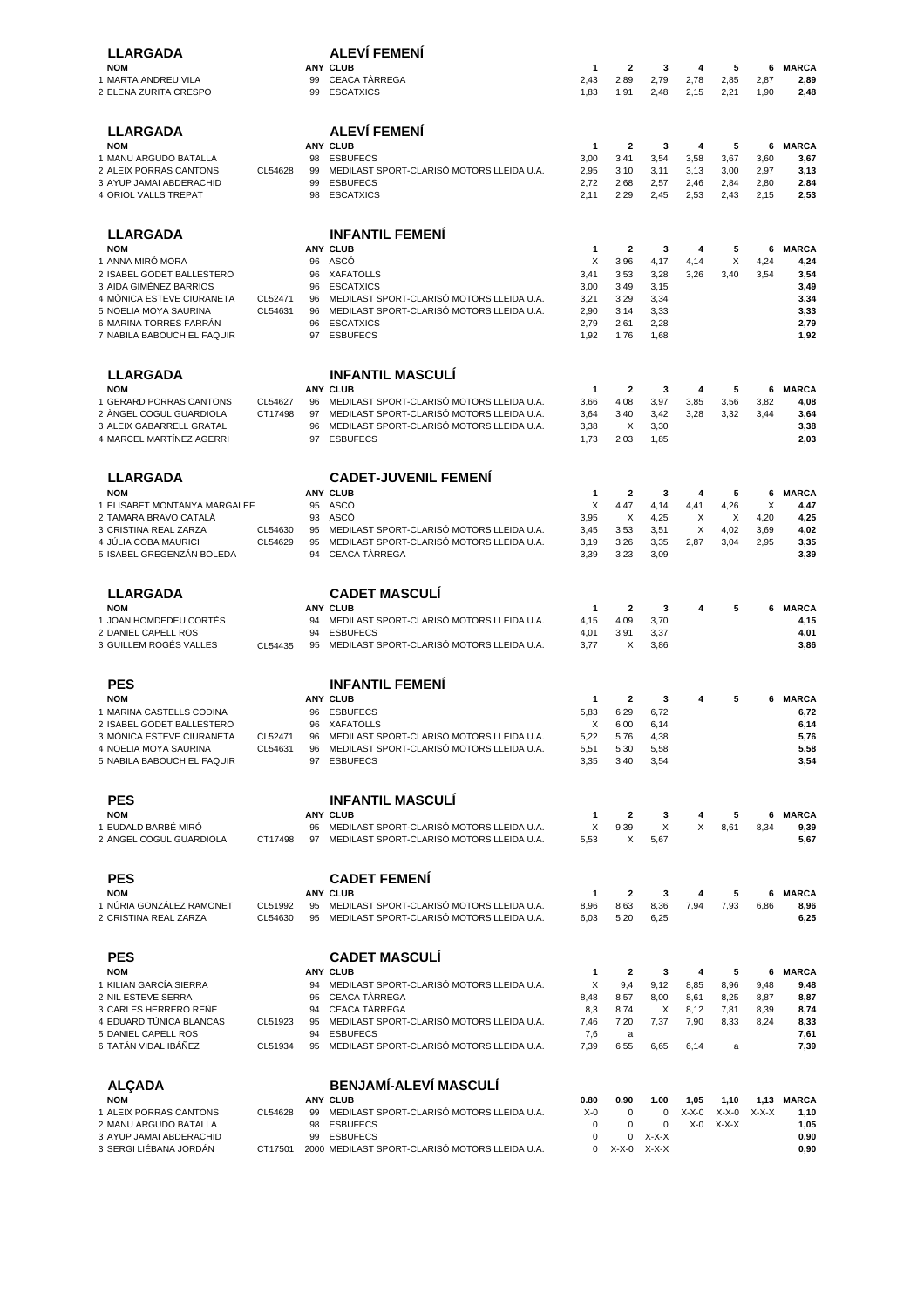## LLARGADA — ALEVÍ FEMENÍ

| NOM | | ANY | CLUB | 1 | 2 | 3 | 4 | 5 | 6 | MARCA |
|---|---|---|---|---|---|---|---|---|---|---|
| 1 MARTA ANDREU VILA | | 99 | CEACA TÀRREGA | 2,43 | 2,89 | 2,79 | 2,78 | 2,85 | 2,87 | **2,89** |
| 2 ELENA ZURITA CRESPO | | 99 | ESCATXICS | 1,83 | 1,91 | 2,48 | 2,15 | 2,21 | 1,90 | **2,48** |

## LLARGADA — ALEVÍ FEMENÍ

| NOM | | ANY | CLUB | 1 | 2 | 3 | 4 | 5 | 6 | MARCA |
|---|---|---|---|---|---|---|---|---|---|---|
| 1 MANU ARGUDO BATALLA | | 98 | ESBUFECS | 3,00 | 3,41 | 3,54 | 3,58 | 3,67 | 3,60 | **3,67** |
| 2 ALEIX PORRAS CANTONS | CL54628 | 99 | MEDILAST SPORT-CLARISÓ MOTORS LLEIDA U.A. | 2,95 | 3,10 | 3,11 | 3,13 | 3,00 | 2,97 | **3,13** |
| 3 AYUP JAMAI ABDERACHID | | 99 | ESBUFECS | 2,72 | 2,68 | 2,57 | 2,46 | 2,84 | 2,80 | **2,84** |
| 4 ORIOL VALLS TREPAT | | 98 | ESCATXICS | 2,11 | 2,29 | 2,45 | 2,53 | 2,43 | 2,15 | **2,53** |

## LLARGADA — INFANTIL FEMENÍ

| NOM | | ANY | CLUB | 1 | 2 | 3 | 4 | 5 | 6 | MARCA |
|---|---|---|---|---|---|---|---|---|---|---|
| 1 ANNA MIRÓ MORA | | 96 | ASCÓ | X | 3,96 | 4,17 | 4,14 | X | 4,24 | **4,24** |
| 2 ISABEL GODET BALLESTERO | | 96 | XAFATOLLS | 3,41 | 3,53 | 3,28 | 3,26 | 3,40 | 3,54 | **3,54** |
| 3 AIDA GIMÉNEZ BARRIOS | | 96 | ESCATXICS | 3,00 | 3,49 | 3,15 | | | | **3,49** |
| 4 MÒNICA ESTEVE CIURANETA | CL52471 | 96 | MEDILAST SPORT-CLARISÓ MOTORS LLEIDA U.A. | 3,21 | 3,29 | 3,34 | | | | **3,34** |
| 5 NOELIA MOYA SAURINA | CL54631 | 96 | MEDILAST SPORT-CLARISÓ MOTORS LLEIDA U.A. | 2,90 | 3,14 | 3,33 | | | | **3,33** |
| 6 MARINA TORRES FARRÁN | | 96 | ESCATXICS | 2,79 | 2,61 | 2,28 | | | | **2,79** |
| 7 NABILA BABOUCH EL FAQUIR | | 97 | ESBUFECS | 1,92 | 1,76 | 1,68 | | | | **1,92** |

## LLARGADA — INFANTIL MASCULÍ

| NOM | | ANY | CLUB | 1 | 2 | 3 | 4 | 5 | 6 | MARCA |
|---|---|---|---|---|---|---|---|---|---|---|
| 1 GERARD PORRAS CANTONS | CL54627 | 96 | MEDILAST SPORT-CLARISÓ MOTORS LLEIDA U.A. | 3,66 | 4,08 | 3,97 | 3,85 | 3,56 | 3,82 | **4,08** |
| 2 ÀNGEL COGUL GUARDIOLA | CT17498 | 97 | MEDILAST SPORT-CLARISÓ MOTORS LLEIDA U.A. | 3,64 | 3,40 | 3,42 | 3,28 | 3,32 | 3,44 | **3,64** |
| 3 ALEIX GABARRELL GRATAL | | 96 | MEDILAST SPORT-CLARISÓ MOTORS LLEIDA U.A. | 3,38 | X | 3,30 | | | | **3,38** |
| 4 MARCEL MARTÍNEZ AGERRI | | 97 | ESBUFECS | 1,73 | 2,03 | 1,85 | | | | **2,03** |

## LLARGADA — CADET-JUVENIL FEMENÍ

| NOM | | ANY | CLUB | 1 | 2 | 3 | 4 | 5 | 6 | MARCA |
|---|---|---|---|---|---|---|---|---|---|---|
| 1 ELISABET MONTANYA MARGALEF | | 95 | ASCÓ | X | 4,47 | 4,14 | 4,41 | 4,26 | X | **4,47** |
| 2 TAMARA BRAVO CATALÀ | | 93 | ASCÓ | 3,95 | X | 4,25 | X | X | 4,20 | **4,25** |
| 3 CRISTINA REAL ZARZA | CL54630 | 95 | MEDILAST SPORT-CLARISÓ MOTORS LLEIDA U.A. | 3,45 | 3,53 | 3,51 | X | 4,02 | 3,69 | **4,02** |
| 4 JÚLIA COBA MAURICI | CL54629 | 95 | MEDILAST SPORT-CLARISÓ MOTORS LLEIDA U.A. | 3,19 | 3,26 | 3,35 | 2,87 | 3,04 | 2,95 | **3,35** |
| 5 ISABEL GREGENZÁN BOLEDA | | 94 | CEACA TÀRREGA | 3,39 | 3,23 | 3,09 | | | | **3,39** |

## LLARGADA — CADET MASCULÍ

| NOM | | ANY | CLUB | 1 | 2 | 3 | 4 | 5 | 6 | MARCA |
|---|---|---|---|---|---|---|---|---|---|---|
| 1 JOAN HOMDEDEU CORTÉS | | 94 | MEDILAST SPORT-CLARISÓ MOTORS LLEIDA U.A. | 4,15 | 4,09 | 3,70 | | | | **4,15** |
| 2 DANIEL CAPELL ROS | | 94 | ESBUFECS | 4,01 | 3,91 | 3,37 | | | | **4,01** |
| 3 GUILLEM ROGÉS VALLES | CL54435 | 95 | MEDILAST SPORT-CLARISÓ MOTORS LLEIDA U.A. | 3,77 | X | 3,86 | | | | **3,86** |

## PES — INFANTIL FEMENÍ

| NOM | | ANY | CLUB | 1 | 2 | 3 | 4 | 5 | 6 | MARCA |
|---|---|---|---|---|---|---|---|---|---|---|
| 1 MARINA CASTELLS CODINA | | 96 | ESBUFECS | 5,83 | 6,29 | 6,72 | | | | **6,72** |
| 2 ISABEL GODET BALLESTERO | | 96 | XAFATOLLS | X | 6,00 | 6,14 | | | | **6,14** |
| 3 MÒNICA ESTEVE CIURANETA | CL52471 | 96 | MEDILAST SPORT-CLARISÓ MOTORS LLEIDA U.A. | 5,22 | 5,76 | 4,38 | | | | **5,76** |
| 4 NOELIA MOYA SAURINA | CL54631 | 96 | MEDILAST SPORT-CLARISÓ MOTORS LLEIDA U.A. | 5,51 | 5,30 | 5,58 | | | | **5,58** |
| 5 NABILA BABOUCH EL FAQUIR | | 97 | ESBUFECS | 3,35 | 3,40 | 3,54 | | | | **3,54** |

## PES — INFANTIL MASCULÍ

| NOM | | ANY | CLUB | 1 | 2 | 3 | 4 | 5 | 6 | MARCA |
|---|---|---|---|---|---|---|---|---|---|---|
| 1 EUDALD BARBÉ MIRÓ | | 95 | MEDILAST SPORT-CLARISÓ MOTORS LLEIDA U.A. | X | 9,39 | X | X | 8,61 | 8,34 | **9,39** |
| 2 ÀNGEL COGUL GUARDIOLA | CT17498 | 97 | MEDILAST SPORT-CLARISÓ MOTORS LLEIDA U.A. | 5,53 | X | 5,67 | | | | **5,67** |

## PES — CADET FEMENÍ

| NOM | | ANY | CLUB | 1 | 2 | 3 | 4 | 5 | 6 | MARCA |
|---|---|---|---|---|---|---|---|---|---|---|
| 1 NÚRIA GONZÁLEZ RAMONET | CL51992 | 95 | MEDILAST SPORT-CLARISÓ MOTORS LLEIDA U.A. | 8,96 | 8,63 | 8,36 | 7,94 | 7,93 | 6,86 | **8,96** |
| 2 CRISTINA REAL ZARZA | CL54630 | 95 | MEDILAST SPORT-CLARISÓ MOTORS LLEIDA U.A. | 6,03 | 5,20 | 6,25 | | | | **6,25** |

## PES — CADET MASCULÍ

| NOM | | ANY | CLUB | 1 | 2 | 3 | 4 | 5 | 6 | MARCA |
|---|---|---|---|---|---|---|---|---|---|---|
| 1 KILIAN GARCÍA SIERRA | | 94 | MEDILAST SPORT-CLARISÓ MOTORS LLEIDA U.A. | X | 9,4 | 9,12 | 8,85 | 8,96 | 9,48 | **9,48** |
| 2 NIL ESTEVE SERRA | | 95 | CEACA TÀRREGA | 8,48 | 8,57 | 8,00 | 8,61 | 8,25 | 8,87 | **8,87** |
| 3 CARLES HERRERO REÑÉ | | 94 | CEACA TÀRREGA | 8,3 | 8,74 | X | 8,12 | 7,81 | 8,39 | **8,74** |
| 4 EDUARD TÚNICA BLANCAS | CL51923 | 95 | MEDILAST SPORT-CLARISÓ MOTORS LLEIDA U.A. | 7,46 | 7,20 | 7,37 | 7,90 | 8,33 | 8,24 | **8,33** |
| 5 DANIEL CAPELL ROS | | 94 | ESBUFECS | 7,6 | a | | | | | **7,61** |
| 6 TATÁN VIDAL IBÁÑEZ | CL51934 | 95 | MEDILAST SPORT-CLARISÓ MOTORS LLEIDA U.A. | 7,39 | 6,55 | 6,65 | 6,14 | a | | **7,39** |

## ALÇADA — BENJAMÍ-ALEVÍ MASCULÍ

| NOM | | ANY | CLUB | 0.80 | 0.90 | 1.00 | 1,05 | 1,10 | 1,13 | MARCA |
|---|---|---|---|---|---|---|---|---|---|---|
| 1 ALEIX PORRAS CANTONS | CL54628 | 99 | MEDILAST SPORT-CLARISÓ MOTORS LLEIDA U.A. | X-0 | 0 | 0 | X-X-0 | X-X-0 | X-X-X | **1,10** |
| 2 MANU ARGUDO BATALLA | | 98 | ESBUFECS | 0 | 0 | 0 | X-0 | X-X-X | | **1,05** |
| 3 AYUP JAMAI ABDERACHID | | 99 | ESBUFECS | 0 | 0 | X-X-X | | | | **0,90** |
| 3 SERGI LIÉBANA JORDÁN | CT17501 | 2000 | MEDILAST SPORT-CLARISÓ MOTORS LLEIDA U.A. | 0 | X-X-0 | X-X-X | | | | **0,90** |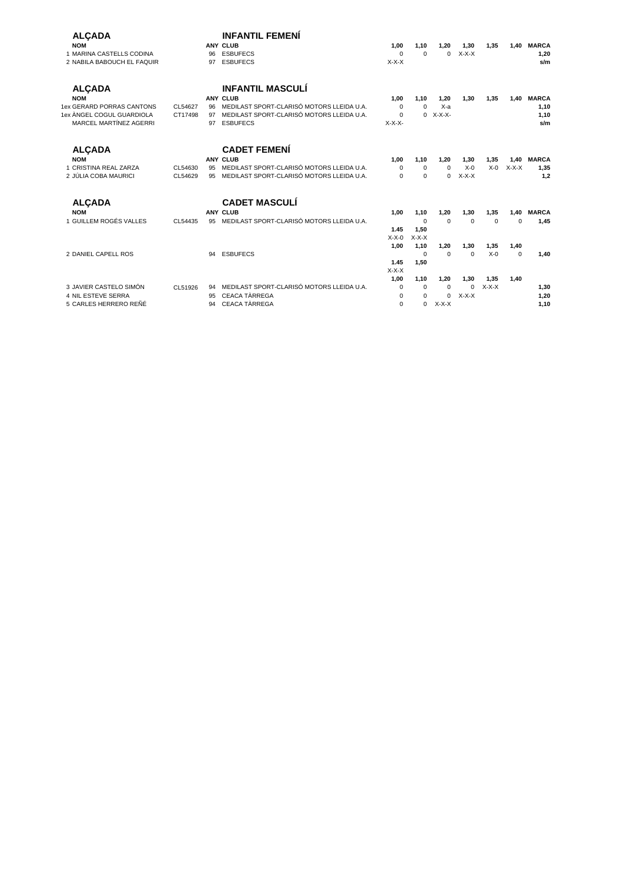## ALÇADA — INFANTIL FEMENÍ

| NOM | | ANY | CLUB | 1,00 | 1,10 | 1,20 | 1,30 | 1,35 | 1,40 | MARCA |
|---|---|---|---|---|---|---|---|---|---|---|
| 1 MARINA CASTELLS CODINA | | 96 | ESBUFECS | 0 | 0 | 0 | X-X-X | | | 1,20 |
| 2 NABILA BABOUCH EL FAQUIR | | 97 | ESBUFECS | X-X-X | | | | | | s/m |

## ALÇADA — INFANTIL MASCULÍ

| NOM | | ANY | CLUB | 1,00 | 1,10 | 1,20 | 1,30 | 1,35 | 1,40 | MARCA |
|---|---|---|---|---|---|---|---|---|---|---|
| 1ex GERARD PORRAS CANTONS | CL54627 | 96 | MEDILAST SPORT-CLARISÓ MOTORS LLEIDA U.A. | 0 | 0 | X-a | | | | 1,10 |
| 1ex ÀNGEL COGUL GUARDIOLA | CT17498 | 97 | MEDILAST SPORT-CLARISÓ MOTORS LLEIDA U.A. | 0 | 0 | X-X-X- | | | | 1,10 |
| MARCEL MARTÍNEZ AGERRI | | 97 | ESBUFECS | X-X-X- | | | | | | s/m |

## ALÇADA — CADET FEMENÍ

| NOM | | ANY | CLUB | 1,00 | 1,10 | 1,20 | 1,30 | 1,35 | 1,40 | MARCA |
|---|---|---|---|---|---|---|---|---|---|---|
| 1 CRISTINA REAL ZARZA | CL54630 | 95 | MEDILAST SPORT-CLARISÓ MOTORS LLEIDA U.A. | 0 | 0 | 0 | X-0 | X-0 | X-X-X | 1,35 |
| 2 JÚLIA COBA MAURICI | CL54629 | 95 | MEDILAST SPORT-CLARISÓ MOTORS LLEIDA U.A. | 0 | 0 | 0 | X-X-X | | | 1,2 |

## ALÇADA — CADET MASCULÍ

| NOM | | ANY | CLUB | 1,00 | 1,10 | 1,20 | 1,30 | 1,35 | 1,40 | MARCA |
|---|---|---|---|---|---|---|---|---|---|---|
| 1 GUILLEM ROGÉS VALLES | CL54435 | 95 | MEDILAST SPORT-CLARISÓ MOTORS LLEIDA U.A. | | 0 | 0 | 0 | 0 | 0 | 1,45 |
| | | | | **1.45** | **1,50** | | | | | |
| | | | | X-X-0 | X-X-X | | | | | |
| | | | | **1,00** | **1,10** | **1,20** | **1,30** | **1,35** | **1,40** | |
| 2 DANIEL CAPELL ROS | | 94 | ESBUFECS | | 0 | 0 | 0 | X-0 | 0 | 1,40 |
| | | | | **1.45** | **1,50** | | | | | |
| | | | | X-X-X | | | | | | |
| | | | | **1,00** | **1,10** | **1,20** | **1,30** | **1,35** | **1,40** | |
| 3 JAVIER CASTELO SIMÓN | CL51926 | 94 | MEDILAST SPORT-CLARISÓ MOTORS LLEIDA U.A. | 0 | 0 | 0 | 0 | X-X-X | | 1,30 |
| 4 NIL ESTEVE SERRA | | 95 | CEACA TÀRREGA | 0 | 0 | 0 | X-X-X | | | 1,20 |
| 5 CARLES HERRERO REÑÉ | | 94 | CEACA TÀRREGA | 0 | 0 | X-X-X | | | | 1,10 |